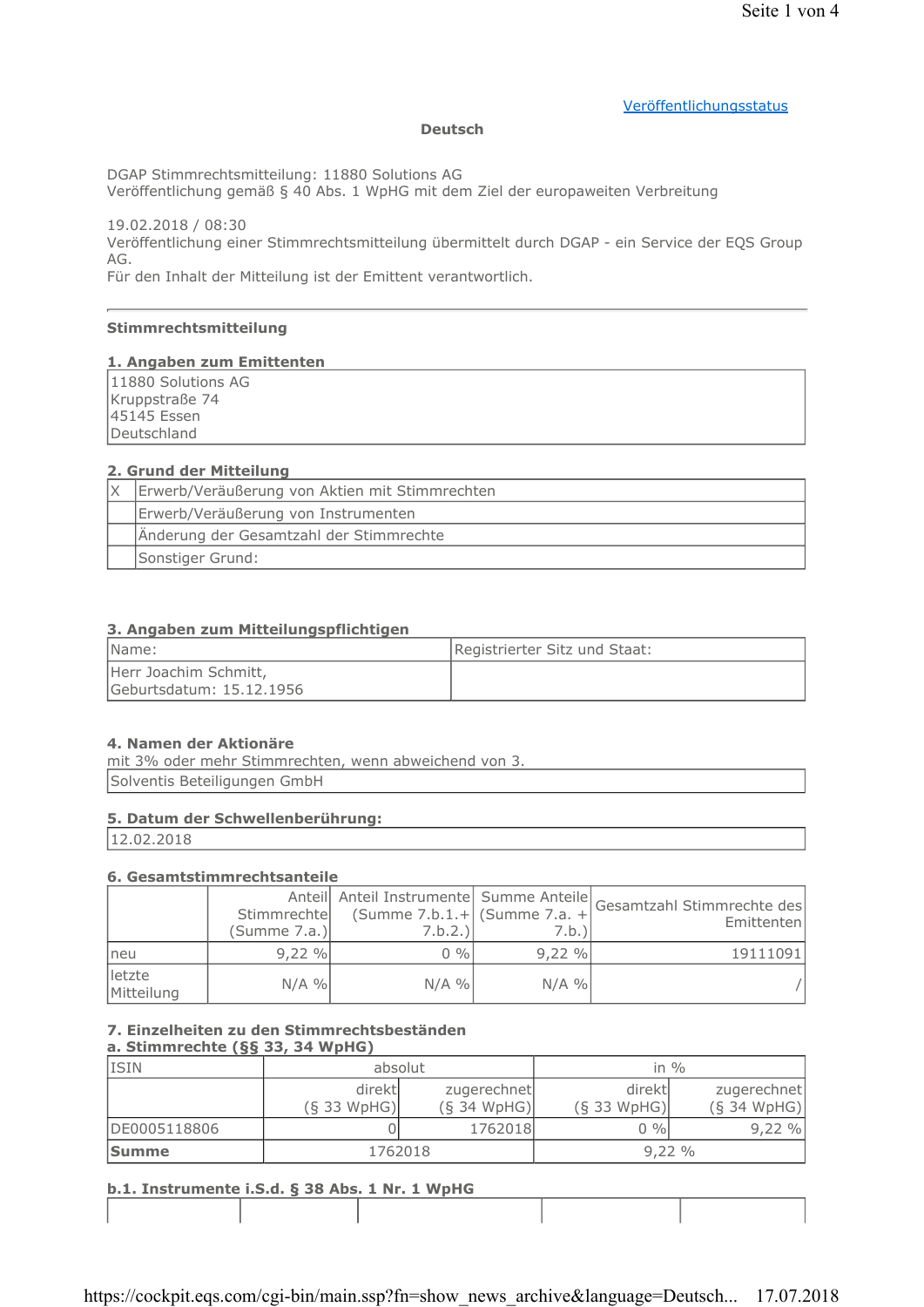Veröffentlichungsstatus

**Deutsch**

DGAP Stimmrechtsmitteilung: 11880 Solutions AG
Veröffentlichung gemäß § 40 Abs. 1 WpHG mit dem Ziel der europaweiten Verbreitung

19.02.2018 / 08:30
Veröffentlichung einer Stimmrechtsmitteilung übermittelt durch DGAP - ein Service der EQS Group AG.
Für den Inhalt der Mitteilung ist der Emittent verantwortlich.

---

**Stimmrechtsmitteilung**

### 1. Angaben zum Emittenten

| 11880 Solutions AG<br>Kruppstraße 74<br>45145 Essen<br>Deutschland |
|---|

### 2. Grund der Mitteilung

| | |
|---|---|
| X | Erwerb/Veräußerung von Aktien mit Stimmrechten |
| | Erwerb/Veräußerung von Instrumenten |
| | Änderung der Gesamtzahl der Stimmrechte |
| | Sonstiger Grund: |

### 3. Angaben zum Mitteilungspflichtigen

| Name: | Registrierter Sitz und Staat: |
|---|---|
| Herr Joachim Schmitt,<br>Geburtsdatum: 15.12.1956 | |

### 4. Namen der Aktionäre

mit 3% oder mehr Stimmrechten, wenn abweichend von 3.

| Solventis Beteiligungen GmbH |
|---|

### 5. Datum der Schwellenberührung:

| 12.02.2018 |
|---|

### 6. Gesamtstimmrechtsanteile

| | Anteil Stimmrechte (Summe 7.a.) | Anteil Instrumente (Summe 7.b.1.+ 7.b.2.) | Summe Anteile (Summe 7.a. + 7.b.) | Gesamtzahl Stimmrechte des Emittenten |
|---|---|---|---|---|
| neu | 9,22 % | 0 % | 9,22 % | 19111091 |
| letzte Mitteilung | N/A % | N/A % | N/A % | / |

### 7. Einzelheiten zu den Stimmrechtsbeständen

**a. Stimmrechte (§§ 33, 34 WpHG)**

| ISIN | absolut | | in % | |
|---|---|---|---|---|
| | direkt (§ 33 WpHG) | zugerechnet (§ 34 WpHG) | direkt (§ 33 WpHG) | zugerechnet (§ 34 WpHG) |
| DE0005118806 | 0 | 1762018 | 0 % | 9,22 % |
| **Summe** | 1762018 | | 9,22 % | |

**b.1. Instrumente i.S.d. § 38 Abs. 1 Nr. 1 WpHG**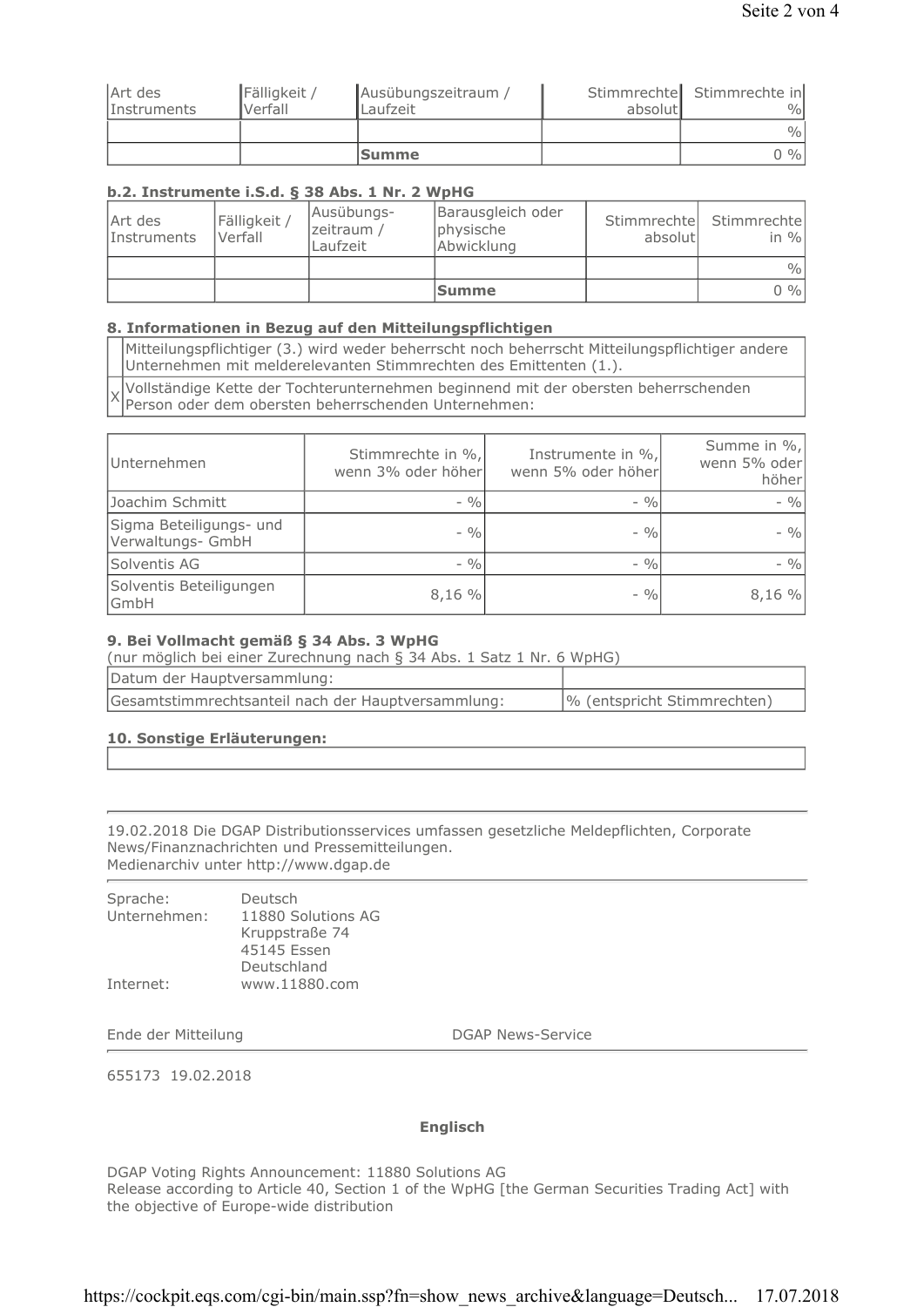| Art des Instruments | Fälligkeit / Verfall | Ausübungszeitraum / Laufzeit | Stimmrechte absolut | Stimmrechte in % |
|---|---|---|---|---|
| | | | | % |
| | | **Summe** | | 0 % |

#### b.2. Instrumente i.S.d. § 38 Abs. 1 Nr. 2 WpHG

| Art des Instruments | Fälligkeit / Verfall | Ausübungszeitraum / Laufzeit | Barausgleich oder physische Abwicklung | Stimmrechte absolut | Stimmrechte in % |
|---|---|---|---|---|---|
| | | | | | % |
| | | | **Summe** | | 0 % |

#### 8. Informationen in Bezug auf den Mitteilungspflichtigen

| | |
|---|---|
| | Mitteilungspflichtiger (3.) wird weder beherrscht noch beherrscht Mitteilungspflichtiger andere Unternehmen mit melderelevanten Stimmrechten des Emittenten (1.). |
| X | Vollständige Kette der Tochterunternehmen beginnend mit der obersten beherrschenden Person oder dem obersten beherrschenden Unternehmen: |

| Unternehmen | Stimmrechte in %, wenn 3% oder höher | Instrumente in %, wenn 5% oder höher | Summe in %, wenn 5% oder höher |
|---|---|---|---|
| Joachim Schmitt | - % | - % | - % |
| Sigma Beteiligungs- und Verwaltungs- GmbH | - % | - % | - % |
| Solventis AG | - % | - % | - % |
| Solventis Beteiligungen GmbH | 8,16 % | - % | 8,16 % |

#### 9. Bei Vollmacht gemäß § 34 Abs. 3 WpHG

(nur möglich bei einer Zurechnung nach § 34 Abs. 1 Satz 1 Nr. 6 WpHG)

| | |
|---|---|
| Datum der Hauptversammlung: | |
| Gesamtstimmrechtsanteil nach der Hauptversammlung: | % (entspricht Stimmrechten) |

#### 10. Sonstige Erläuterungen:

---

19.02.2018 Die DGAP Distributionsservices umfassen gesetzliche Meldepflichten, Corporate News/Finanznachrichten und Pressemitteilungen.
Medienarchiv unter http://www.dgap.de

---

| | |
|---|---|
| Sprache: | Deutsch |
| Unternehmen: | 11880 Solutions AG<br>Kruppstraße 74<br>45145 Essen<br>Deutschland |
| Internet: | www.11880.com |

Ende der Mitteilung DGAP News-Service

---

655173 19.02.2018

**Englisch**

DGAP Voting Rights Announcement: 11880 Solutions AG
Release according to Article 40, Section 1 of the WpHG [the German Securities Trading Act] with the objective of Europe-wide distribution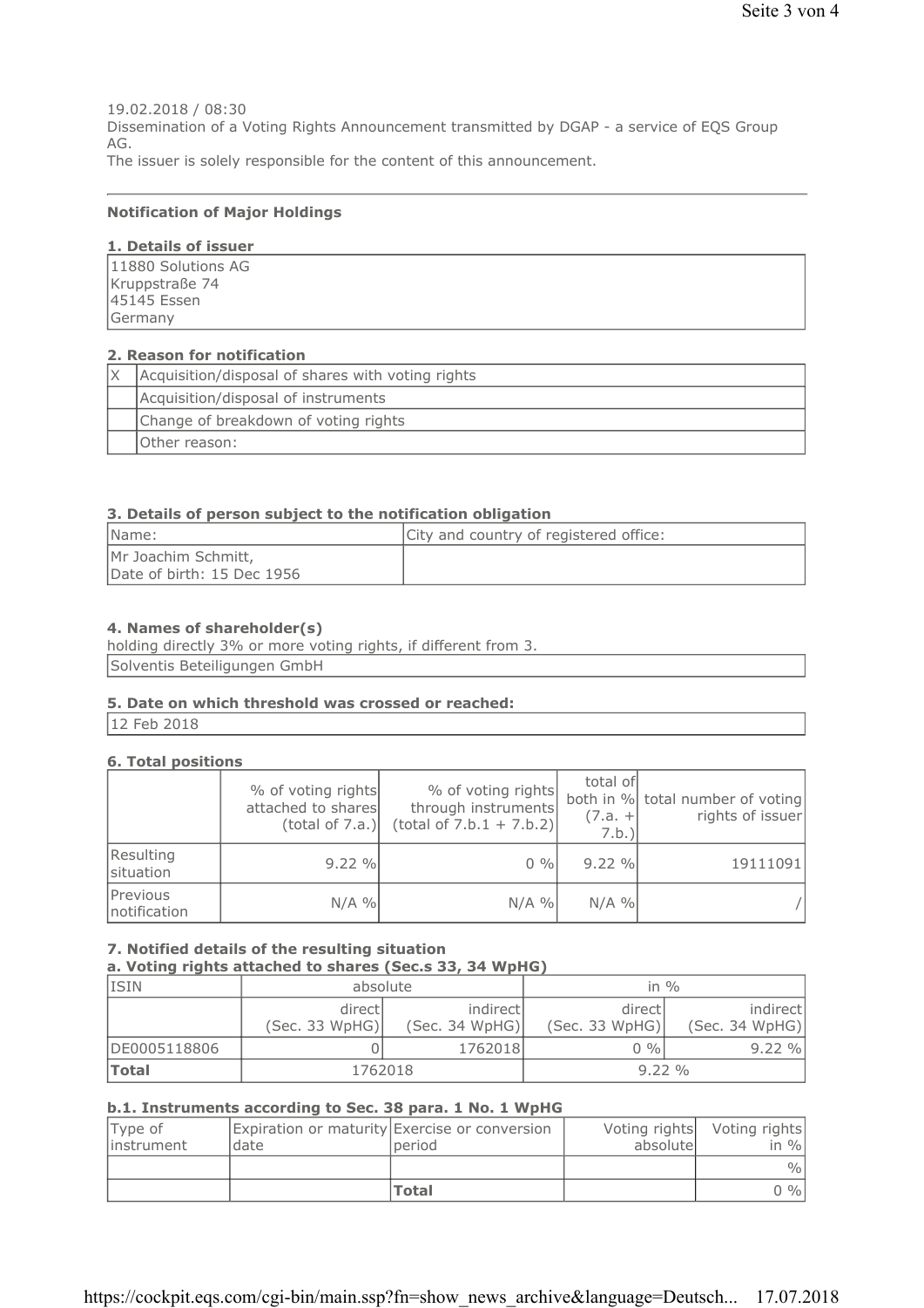19.02.2018 / 08:30
Dissemination of a Voting Rights Announcement transmitted by DGAP - a service of EQS Group AG.
The issuer is solely responsible for the content of this announcement.

---

### Notification of Major Holdings

#### 1. Details of issuer

| 11880 Solutions AG<br>Kruppstraße 74<br>45145 Essen<br>Germany |
|---|

#### 2. Reason for notification

| | |
|---|---|
| X | Acquisition/disposal of shares with voting rights |
| | Acquisition/disposal of instruments |
| | Change of breakdown of voting rights |
| | Other reason: |

#### 3. Details of person subject to the notification obligation

| Name: | City and country of registered office: |
|---|---|
| Mr Joachim Schmitt,<br>Date of birth: 15 Dec 1956 | |

#### 4. Names of shareholder(s)

holding directly 3% or more voting rights, if different from 3.

| Solventis Beteiligungen GmbH |
|---|

#### 5. Date on which threshold was crossed or reached:

| 12 Feb 2018 |
|---|

#### 6. Total positions

| | % of voting rights attached to shares (total of 7.a.) | % of voting rights through instruments (total of 7.b.1 + 7.b.2) | total of both in % (7.a. + 7.b.) | total number of voting rights of issuer |
|---|---|---|---|---|
| Resulting situation | 9.22 % | 0 % | 9.22 % | 19111091 |
| Previous notification | N/A % | N/A % | N/A % | / |

#### 7. Notified details of the resulting situation

**a. Voting rights attached to shares (Sec.s 33, 34 WpHG)**

| ISIN | absolute | | in % | |
|---|---|---|---|---|
| | direct (Sec. 33 WpHG) | indirect (Sec. 34 WpHG) | direct (Sec. 33 WpHG) | indirect (Sec. 34 WpHG) |
| DE0005118806 | 0 | 1762018 | 0 % | 9.22 % |
| **Total** | 1762018 | | 9.22 % | |

**b.1. Instruments according to Sec. 38 para. 1 No. 1 WpHG**

| Type of instrument | Expiration or maturity date | Exercise or conversion period | Voting rights absolute | Voting rights in % |
|---|---|---|---|---|
| | | | | % |
| | | **Total** | | 0 % |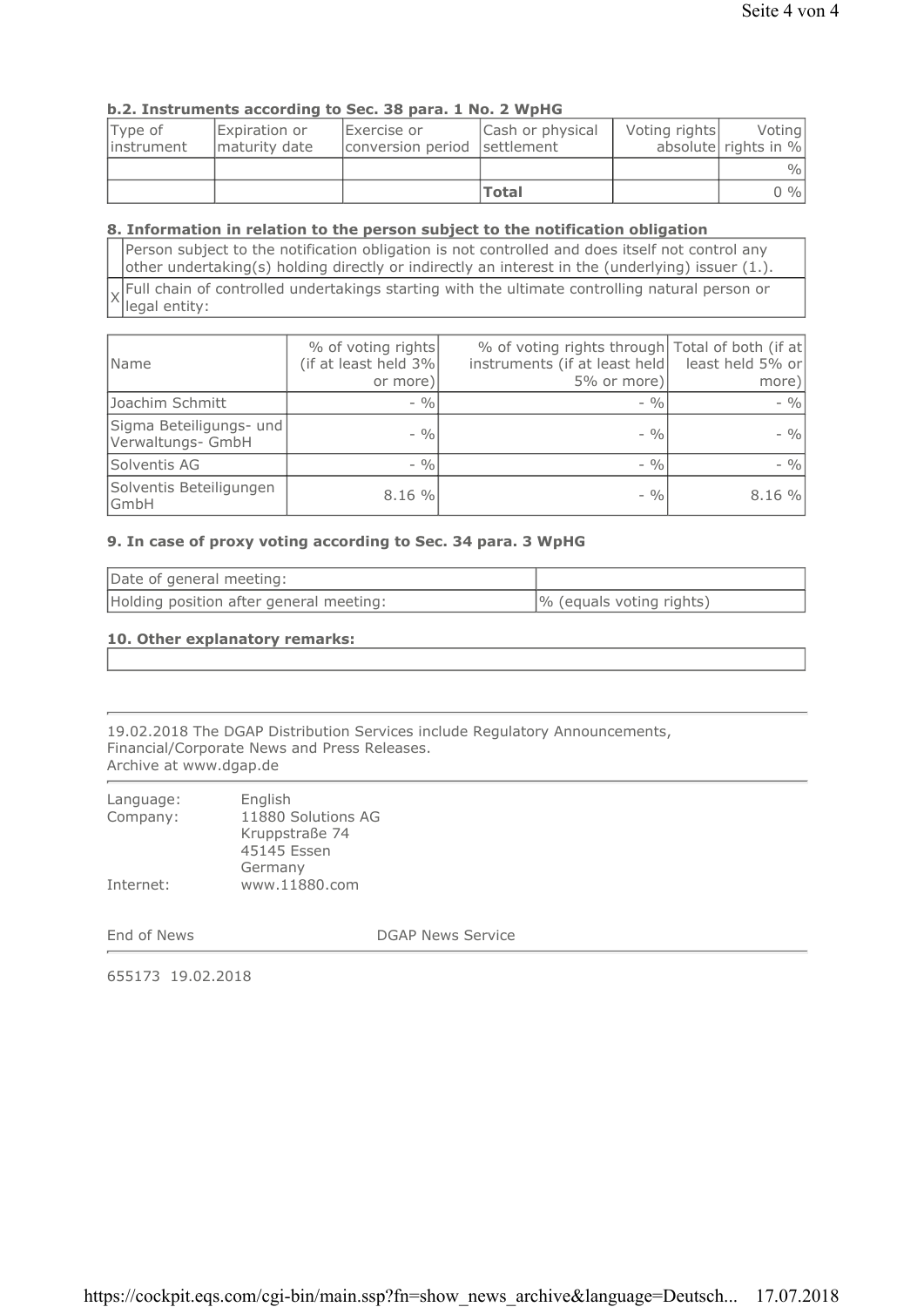**b.2. Instruments according to Sec. 38 para. 1 No. 2 WpHG**

| Type of instrument | Expiration or maturity date | Exercise or conversion period | Cash or physical settlement | Voting rights absolute | Voting rights in % |
|---|---|---|---|---|---|
| | | | | | % |
| | | | **Total** | | 0 % |

**8. Information in relation to the person subject to the notification obligation**

| | |
|---|---|
| | Person subject to the notification obligation is not controlled and does itself not control any other undertaking(s) holding directly or indirectly an interest in the (underlying) issuer (1.). |
| X | Full chain of controlled undertakings starting with the ultimate controlling natural person or legal entity: |

| Name | % of voting rights (if at least held 3% or more) | % of voting rights through instruments (if at least held 5% or more) | Total of both (if at least held 5% or more) |
|---|---|---|---|
| Joachim Schmitt | - % | - % | - % |
| Sigma Beteiligungs- und Verwaltungs- GmbH | - % | - % | - % |
| Solventis AG | - % | - % | - % |
| Solventis Beteiligungen GmbH | 8.16 % | - % | 8.16 % |

**9. In case of proxy voting according to Sec. 34 para. 3 WpHG**

| | |
|---|---|
| Date of general meeting: | |
| Holding position after general meeting: | % (equals voting rights) |

**10. Other explanatory remarks:**

---

19.02.2018 The DGAP Distribution Services include Regulatory Announcements, Financial/Corporate News and Press Releases.
Archive at www.dgap.de

---

| | |
|---|---|
| Language: | English |
| Company: | 11880 Solutions AG<br>Kruppstraße 74<br>45145 Essen<br>Germany |
| Internet: | www.11880.com |

End of News DGAP News Service

---

655173 19.02.2018